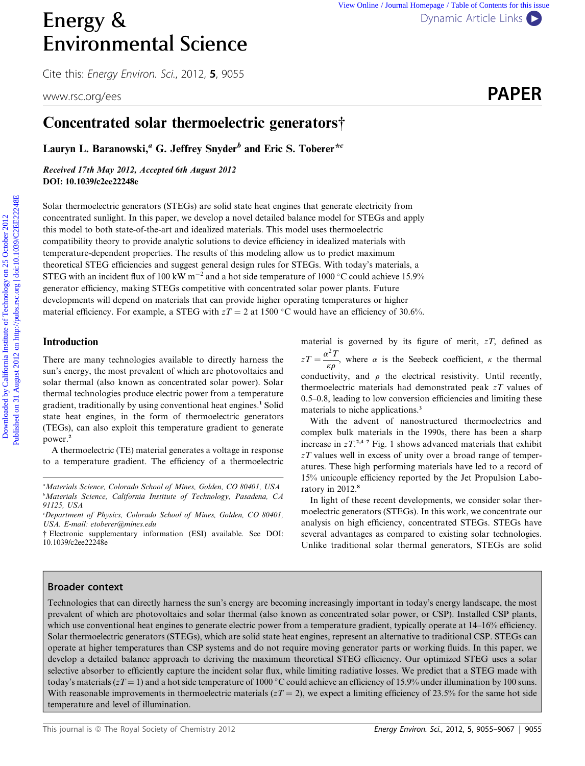# Concentrated solar thermoelectric generators†

**Lauryn L. Baranowski,[a] G. Jeffrey Snyder[b] and Eric S. Toberer*[c]**

***Received 17th May 2012, Accepted 6th August 2012***
**DOI: 10.1039/c2ee22248e**

Solar thermoelectric generators (STEGs) are solid state heat engines that generate electricity from concentrated sunlight. In this paper, we develop a novel detailed balance model for STEGs and apply this model to both state-of-the-art and idealized materials. This model uses thermoelectric compatibility theory to provide analytic solutions to device efficiency in idealized materials with temperature-dependent properties. The results of this modeling allow us to predict maximum theoretical STEG efficiencies and suggest general design rules for STEGs. With today's materials, a STEG with an incident flux of 100 kW m$^{-2}$ and a hot side temperature of 1000 °C could achieve 15.9% generator efficiency, making STEGs competitive with concentrated solar power plants. Future developments will depend on materials that can provide higher operating temperatures or higher material efficiency. For example, a STEG with $zT = 2$ at 1500 °C would have an efficiency of 30.6%.

## Introduction

There are many technologies available to directly harness the sun's energy, the most prevalent of which are photovoltaics and solar thermal (also known as concentrated solar power). Solar thermal technologies produce electric power from a temperature gradient, traditionally by using conventional heat engines.[1] Solid state heat engines, in the form of thermoelectric generators (TEGs), can also exploit this temperature gradient to generate power.[2]

A thermoelectric (TE) material generates a voltage in response to a temperature gradient. The efficiency of a thermoelectric material is governed by its figure of merit, $zT$, defined as $zT = \frac{\alpha^2 T}{\kappa \rho}$, where $\alpha$ is the Seebeck coefficient, $\kappa$ the thermal conductivity, and $\rho$ the electrical resistivity. Until recently, thermoelectric materials had demonstrated peak $zT$ values of 0.5–0.8, leading to low conversion efficiencies and limiting these materials to niche applications.[3]

With the advent of nanostructured thermoelectrics and complex bulk materials in the 1990s, there has been a sharp increase in $zT$.[2,4–7] Fig. 1 shows advanced materials that exhibit $zT$ values well in excess of unity over a broad range of temperatures. These high performing materials have led to a record of 15% unicouple efficiency reported by the Jet Propulsion Laboratory in 2012.[8]

In light of these recent developments, we consider solar thermoelectric generators (STEGs). In this work, we concentrate our analysis on high efficiency, concentrated STEGs. STEGs have several advantages as compared to existing solar technologies. Unlike traditional solar thermal generators, STEGs are solid

[a] Materials Science, Colorado School of Mines, Golden, CO 80401, USA
[b] Materials Science, California Institute of Technology, Pasadena, CA 91125, USA
[c] Department of Physics, Colorado School of Mines, Golden, CO 80401, USA. E-mail: etoberer@mines.edu
† Electronic supplementary information (ESI) available. See DOI: 10.1039/c2ee22248e

## Broader context

Technologies that can directly harness the sun's energy are becoming increasingly important in today's energy landscape, the most prevalent of which are photovoltaics and solar thermal (also known as concentrated solar power, or CSP). Installed CSP plants, which use conventional heat engines to generate electric power from a temperature gradient, typically operate at 14–16% efficiency. Solar thermoelectric generators (STEGs), which are solid state heat engines, represent an alternative to traditional CSP. STEGs can operate at higher temperatures than CSP systems and do not require moving generator parts or working fluids. In this paper, we develop a detailed balance approach to deriving the maximum theoretical STEG efficiency. Our optimized STEG uses a solar selective absorber to efficiently capture the incident solar flux, while limiting radiative losses. We predict that a STEG made with today's materials ($zT = 1$) and a hot side temperature of 1000 °C could achieve an efficiency of 15.9% under illumination by 100 suns. With reasonable improvements in thermoelectric materials ($zT = 2$), we expect a limiting efficiency of 23.5% for the same hot side temperature and level of illumination.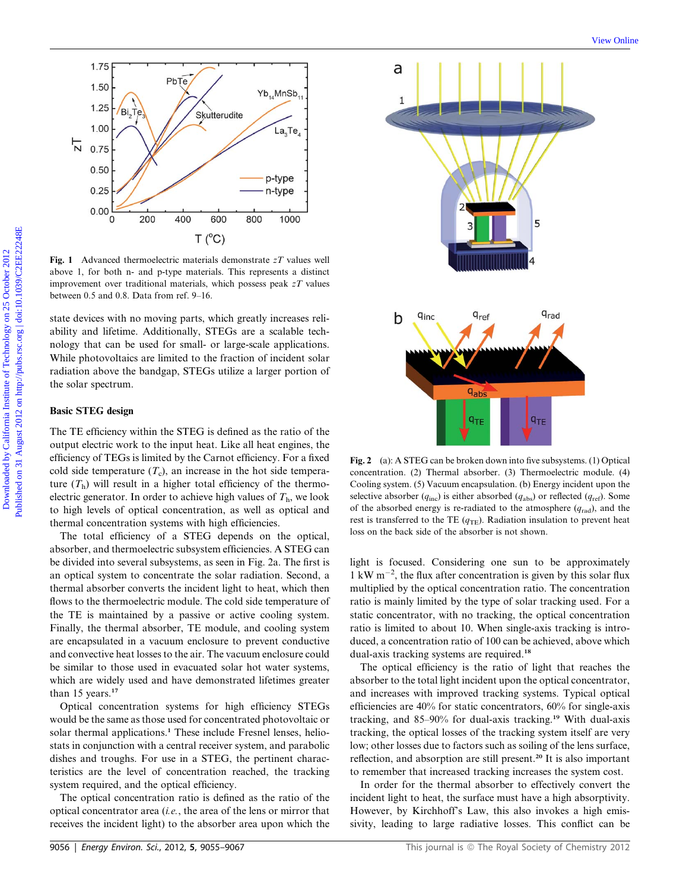Fig. 1 Advanced thermoelectric materials demonstrate $zT$ values well above 1, for both n- and p-type materials. This represents a distinct improvement over traditional materials, which possess peak $zT$ values between 0.5 and 0.8. Data from ref. 9–16.

state devices with no moving parts, which greatly increases reliability and lifetime. Additionally, STEGs are a scalable technology that can be used for small- or large-scale applications. While photovoltaics are limited to the fraction of incident solar radiation above the bandgap, STEGs utilize a larger portion of the solar spectrum.

## Basic STEG design

The TE efficiency within the STEG is defined as the ratio of the output electric work to the input heat. Like all heat engines, the efficiency of TEGs is limited by the Carnot efficiency. For a fixed cold side temperature ($T_c$), an increase in the hot side temperature ($T_h$) will result in a higher total efficiency of the thermoelectric generator. In order to achieve high values of $T_h$, we look to high levels of optical concentration, as well as optical and thermal concentration systems with high efficiencies.

The total efficiency of a STEG depends on the optical, absorber, and thermoelectric subsystem efficiencies. A STEG can be divided into several subsystems, as seen in Fig. 2a. The first is an optical system to concentrate the solar radiation. Second, a thermal absorber converts the incident light to heat, which then flows to the thermoelectric module. The cold side temperature of the TE is maintained by a passive or active cooling system. Finally, the thermal absorber, TE module, and cooling system are encapsulated in a vacuum enclosure to prevent conductive and convective heat losses to the air. The vacuum enclosure could be similar to those used in evacuated solar hot water systems, which are widely used and have demonstrated lifetimes greater than 15 years.[17]

Optical concentration systems for high efficiency STEGs would be the same as those used for concentrated photovoltaic or solar thermal applications.[1] These include Fresnel lenses, heliostats in conjunction with a central receiver system, and parabolic dishes and troughs. For use in a STEG, the pertinent characteristics are the level of concentration reached, the tracking system required, and the optical efficiency.

The optical concentration ratio is defined as the ratio of the optical concentrator area (*i.e.*, the area of the lens or mirror that receives the incident light) to the absorber area upon which the light is focused. Considering one sun to be approximately 1 kW m$^{-2}$, the flux after concentration is given by this solar flux multiplied by the optical concentration ratio. The concentration ratio is mainly limited by the type of solar tracking used. For a static concentrator, with no tracking, the optical concentration ratio is limited to about 10. When single-axis tracking is introduced, a concentration ratio of 100 can be achieved, above which dual-axis tracking systems are required.[18]

The optical efficiency is the ratio of light that reaches the absorber to the total light incident upon the optical concentrator, and increases with improved tracking systems. Typical optical efficiencies are 40% for static concentrators, 60% for single-axis tracking, and 85–90% for dual-axis tracking.[19] With dual-axis tracking, the optical losses of the tracking system itself are very low; other losses due to factors such as soiling of the lens surface, reflection, and absorption are still present.[20] It is also important to remember that increased tracking increases the system cost.

In order for the thermal absorber to effectively convert the incident light to heat, the surface must have a high absorptivity. However, by Kirchhoff's Law, this also invokes a high emissivity, leading to large radiative losses. This conflict can be

Fig. 2 (a): A STEG can be broken down into five subsystems. (1) Optical concentration. (2) Thermal absorber. (3) Thermoelectric module. (4) Cooling system. (5) Vacuum encapsulation. (b) Energy incident upon the selective absorber ($q_{inc}$) is either absorbed ($q_{abs}$) or reflected ($q_{ref}$). Some of the absorbed energy is re-radiated to the atmosphere ($q_{rad}$), and the rest is transferred to the TE ($q_{TE}$). Radiation insulation to prevent heat loss on the back side of the absorber is not shown.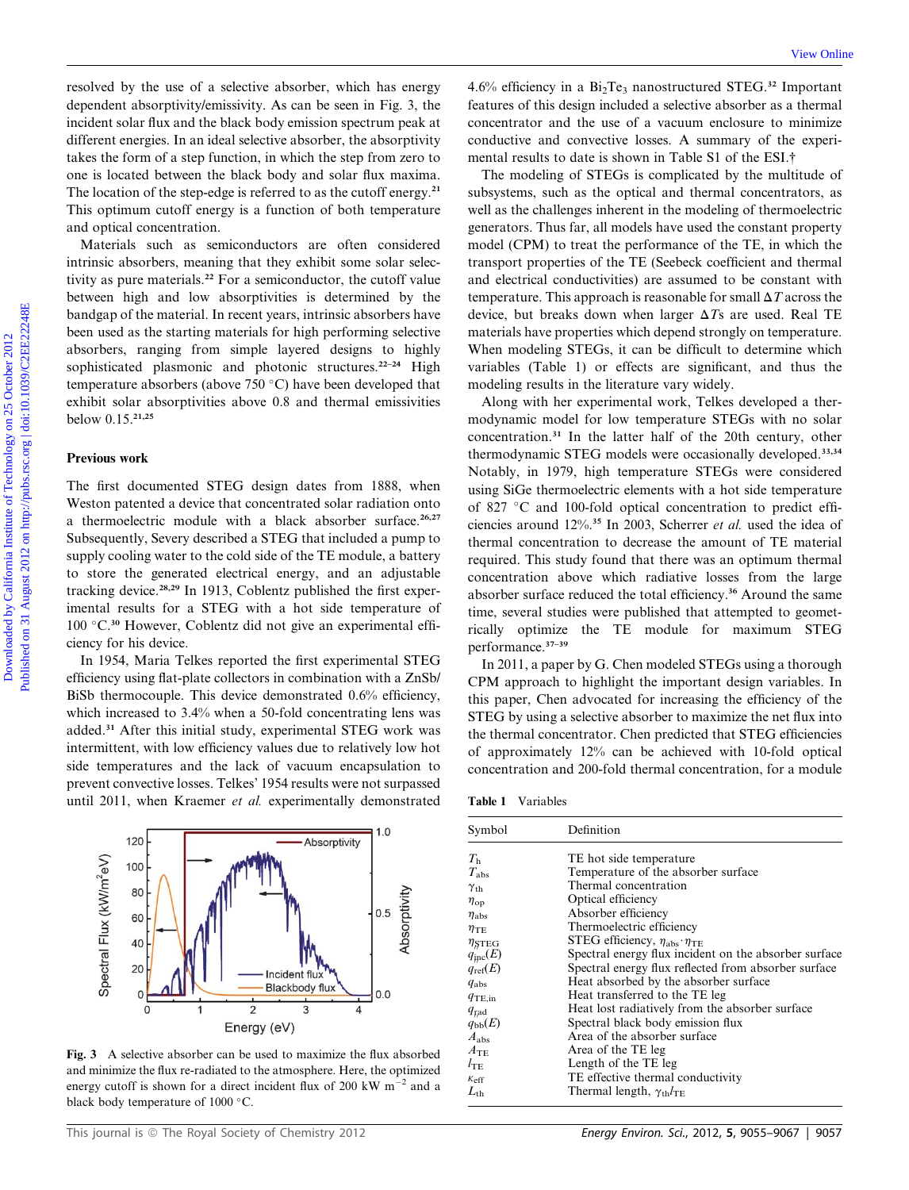resolved by the use of a selective absorber, which has energy dependent absorptivity/emissivity. As can be seen in Fig. 3, the incident solar flux and the black body emission spectrum peak at different energies. In an ideal selective absorber, the absorptivity takes the form of a step function, in which the step from zero to one is located between the black body and solar flux maxima. The location of the step-edge is referred to as the cutoff energy.[21] This optimum cutoff energy is a function of both temperature and optical concentration.

Materials such as semiconductors are often considered intrinsic absorbers, meaning that they exhibit some solar selectivity as pure materials.[22] For a semiconductor, the cutoff value between high and low absorptivities is determined by the bandgap of the material. In recent years, intrinsic absorbers have been used as the starting materials for high performing selective absorbers, ranging from simple layered designs to highly sophisticated plasmonic and photonic structures.[22–24] High temperature absorbers (above 750 °C) have been developed that exhibit solar absorptivities above 0.8 and thermal emissivities below 0.15.[21,25]

### Previous work

The first documented STEG design dates from 1888, when Weston patented a device that concentrated solar radiation onto a thermoelectric module with a black absorber surface.[26,27] Subsequently, Severy described a STEG that included a pump to supply cooling water to the cold side of the TE module, a battery to store the generated electrical energy, and an adjustable tracking device.[28,29] In 1913, Coblentz published the first experimental results for a STEG with a hot side temperature of 100 °C.[30] However, Coblentz did not give an experimental efficiency for his device.

In 1954, Maria Telkes reported the first experimental STEG efficiency using flat-plate collectors in combination with a ZnSb/BiSb thermocouple. This device demonstrated 0.6% efficiency, which increased to 3.4% when a 50-fold concentrating lens was added.[31] After this initial study, experimental STEG work was intermittent, with low efficiency values due to relatively low hot side temperatures and the lack of vacuum encapsulation to prevent convective losses. Telkes' 1954 results were not surpassed until 2011, when Kraemer *et al.* experimentally demonstrated 4.6% efficiency in a $Bi_2Te_3$ nanostructured STEG.[32] Important features of this design included a selective absorber as a thermal concentrator and the use of a vacuum enclosure to minimize conductive and convective losses. A summary of the experimental results to date is shown in Table S1 of the ESI.†

The modeling of STEGs is complicated by the multitude of subsystems, such as the optical and thermal concentrators, as well as the challenges inherent in the modeling of thermoelectric generators. Thus far, all models have used the constant property model (CPM) to treat the performance of the TE, in which the transport properties of the TE (Seebeck coefficient and thermal and electrical conductivities) are assumed to be constant with temperature. This approach is reasonable for small $\Delta T$ across the device, but breaks down when larger $\Delta T$s are used. Real TE materials have properties which depend strongly on temperature. When modeling STEGs, it can be difficult to determine which variables (Table 1) or effects are significant, and thus the modeling results in the literature vary widely.

Along with her experimental work, Telkes developed a thermodynamic model for low temperature STEGs with no solar concentration.[31] In the latter half of the 20th century, other thermodynamic STEG models were occasionally developed.[33,34] Notably, in 1979, high temperature STEGs were considered using SiGe thermoelectric elements with a hot side temperature of 827 °C and 100-fold optical concentration to predict efficiencies around 12%.[35] In 2003, Scherrer *et al.* used the idea of thermal concentration to decrease the amount of TE material required. This study found that there was an optimum thermal concentration above which radiative losses from the large absorber surface reduced the total efficiency.[36] Around the same time, several studies were published that attempted to geometrically optimize the TE module for maximum STEG performance.[37–39]

In 2011, a paper by G. Chen modeled STEGs using a thorough CPM approach to highlight the important design variables. In this paper, Chen advocated for increasing the efficiency of the STEG by using a selective absorber to maximize the net flux into the thermal concentrator. Chen predicted that STEG efficiencies of approximately 12% can be achieved with 10-fold optical concentration and 200-fold thermal concentration, for a module

**Fig. 3** A selective absorber can be used to maximize the flux absorbed and minimize the flux re-radiated to the atmosphere. Here, the optimized energy cutoff is shown for a direct incident flux of 200 kW m$^{-2}$ and a black body temperature of 1000 °C.

**Table 1** Variables

| Symbol | Definition |
|---|---|
| $T_h$ | TE hot side temperature |
| $T_{abs}$ | Temperature of the absorber surface |
| $\gamma_{th}$ | Thermal concentration |
| $\eta_{op}$ | Optical efficiency |
| $\eta_{abs}$ | Absorber efficiency |
| $\eta_{TE}$ | Thermoelectric efficiency |
| $\eta_{STEG}$ | STEG efficiency, $\eta_{abs} \cdot \eta_{TE}$ |
| $q_{inc}(E)$ | Spectral energy flux incident on the absorber surface |
| $q_{ref}(E)$ | Spectral energy flux reflected from absorber surface |
| $q_{abs}$ | Heat absorbed by the absorber surface |
| $q_{TE,in}$ | Heat transferred to the TE leg |
| $q_{rad}$ | Heat lost radiatively from the absorber surface |
| $q_{bb}(E)$ | Spectral black body emission flux |
| $A_{abs}$ | Area of the absorber surface |
| $A_{TE}$ | Area of the TE leg |
| $l_{TE}$ | Length of the TE leg |
| $\kappa_{eff}$ | TE effective thermal conductivity |
| $L_{th}$ | Thermal length, $\gamma_{th} l_{TE}$ |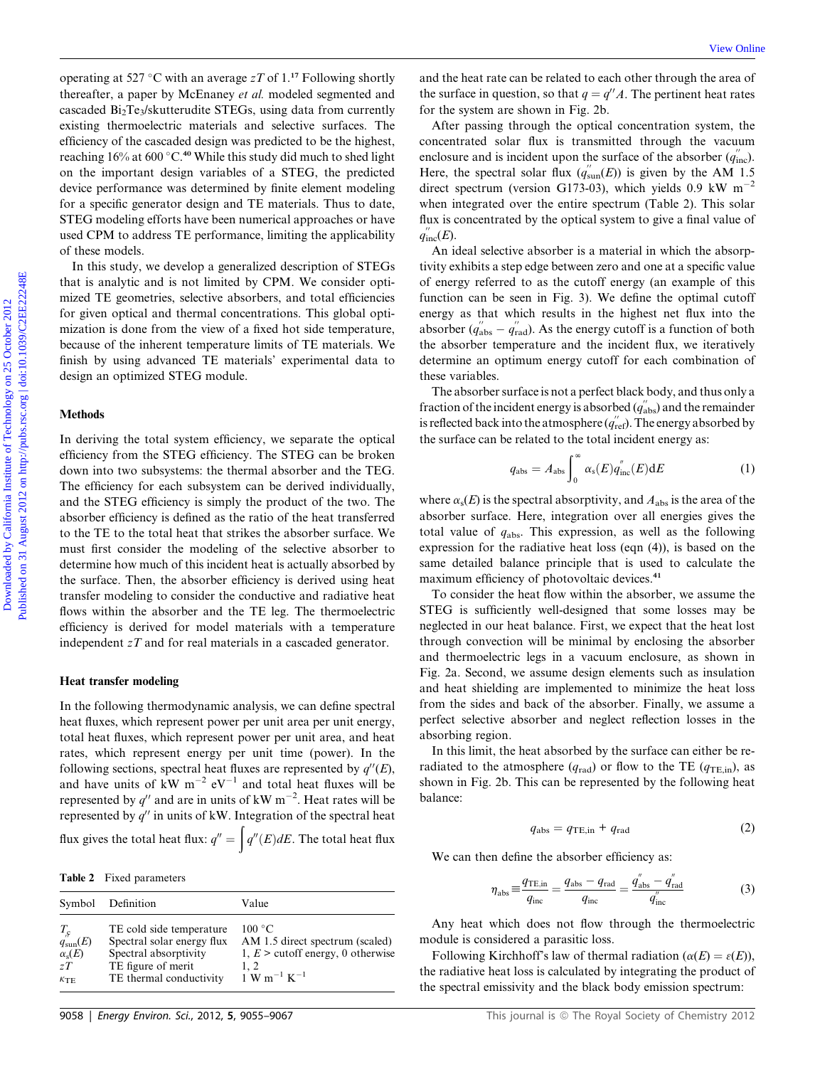operating at 527 °C with an average $zT$ of 1.[17] Following shortly thereafter, a paper by McEnaney *et al.* modeled segmented and cascaded $Bi_2Te_3$/skutterudite STEGs, using data from currently existing thermoelectric materials and selective surfaces. The efficiency of the cascaded design was predicted to be the highest, reaching 16% at 600 °C.[40] While this study did much to shed light on the important design variables of a STEG, the predicted device performance was determined by finite element modeling for a specific generator design and TE materials. Thus to date, STEG modeling efforts have been numerical approaches or have used CPM to address TE performance, limiting the applicability of these models.

In this study, we develop a generalized description of STEGs that is analytic and is not limited by CPM. We consider optimized TE geometries, selective absorbers, and total efficiencies for given optical and thermal concentrations. This global optimization is done from the view of a fixed hot side temperature, because of the inherent temperature limits of TE materials. We finish by using advanced TE materials' experimental data to design an optimized STEG module.

## Methods

In deriving the total system efficiency, we separate the optical efficiency from the STEG efficiency. The STEG can be broken down into two subsystems: the thermal absorber and the TEG. The efficiency for each subsystem can be derived individually, and the STEG efficiency is simply the product of the two. The absorber efficiency is defined as the ratio of the heat transferred to the TE to the total heat that strikes the absorber surface. We must first consider the modeling of the selective absorber to determine how much of this incident heat is actually absorbed by the surface. Then, the absorber efficiency is derived using heat transfer modeling to consider the conductive and radiative heat flows within the absorber and the TE leg. The thermoelectric efficiency is derived for model materials with a temperature independent $zT$ and for real materials in a cascaded generator.

### Heat transfer modeling

In the following thermodynamic analysis, we can define spectral heat fluxes, which represent power per unit area per unit energy, total heat fluxes, which represent power per unit area, and heat rates, which represent energy per unit time (power). In the following sections, spectral heat fluxes are represented by $q''(E)$, and have units of kW m$^{-2}$ eV$^{-1}$ and total heat fluxes will be represented by $q''$ and are in units of kW m$^{-2}$. Heat rates will be represented by $q''$ in units of kW. Integration of the spectral heat flux gives the total heat flux: $q'' = \int q''(E)dE$. The total heat flux and the heat rate can be related to each other through the area of the surface in question, so that $q = q''A$. The pertinent heat rates for the system are shown in Fig. 2b.

**Table 2** Fixed parameters

| Symbol | Definition | Value |
|---|---|---|
| $T_c$ | TE cold side temperature | 100 °C |
| $q''_{sun}(E)$ | Spectral solar energy flux | AM 1.5 direct spectrum (scaled) |
| $\alpha_s(E)$ | Spectral absorptivity | 1, $E >$ cutoff energy, 0 otherwise |
| $zT$ | TE figure of merit | 1, 2 |
| $\kappa_{TE}$ | TE thermal conductivity | 1 W m$^{-1}$ K$^{-1}$ |

After passing through the optical concentration system, the concentrated solar flux is transmitted through the vacuum enclosure and is incident upon the surface of the absorber ($q''_{inc}$). Here, the spectral solar flux ($q''_{sun}(E)$) is given by the AM 1.5 direct spectrum (version G173-03), which yields 0.9 kW m$^{-2}$ when integrated over the entire spectrum (Table 2). This solar flux is concentrated by the optical system to give a final value of $q''_{inc}(E)$.

An ideal selective absorber is a material in which the absorptivity exhibits a step edge between zero and one at a specific value of energy referred to as the cutoff energy (an example of this function can be seen in Fig. 3). We define the optimal cutoff energy as that which results in the highest net flux into the absorber ($q''_{abs} - q''_{rad}$). As the energy cutoff is a function of both the absorber temperature and the incident flux, we iteratively determine an optimum energy cutoff for each combination of these variables.

The absorber surface is not a perfect black body, and thus only a fraction of the incident energy is absorbed ($q''_{abs}$) and the remainder is reflected back into the atmosphere ($q''_{ref}$). The energy absorbed by the surface can be related to the total incident energy as:

$$q_{abs} = A_{abs}\int_0^\infty \alpha_s(E)q''_{inc}(E)dE \tag{1}$$

where $\alpha_s(E)$ is the spectral absorptivity, and $A_{abs}$ is the area of the absorber surface. Here, integration over all energies gives the total value of $q_{abs}$. This expression, as well as the following expression for the radiative heat loss (eqn (4)), is based on the same detailed balance principle that is used to calculate the maximum efficiency of photovoltaic devices.[41]

To consider the heat flow within the absorber, we assume the STEG is sufficiently well-designed that some losses may be neglected in our heat balance. First, we expect that the heat lost through convection will be minimal by enclosing the absorber and thermoelectric legs in a vacuum enclosure, as shown in Fig. 2a. Second, we assume design elements such as insulation and heat shielding are implemented to minimize the heat loss from the sides and back of the absorber. Finally, we assume a perfect selective absorber and neglect reflection losses in the absorbing region.

In this limit, the heat absorbed by the surface can either be re-radiated to the atmosphere ($q_{rad}$) or flow to the TE ($q_{TE,in}$), as shown in Fig. 2b. This can be represented by the following heat balance:

$$q_{abs} = q_{TE,in} + q_{rad} \tag{2}$$

We can then define the absorber efficiency as:

$$\eta_{abs} \equiv \frac{q_{TE,in}}{q_{inc}} = \frac{q_{abs} - q_{rad}}{q_{inc}} = \frac{q''_{abs} - q''_{rad}}{q''_{inc}} \tag{3}$$

Any heat which does not flow through the thermoelectric module is considered a parasitic loss.

Following Kirchhoff's law of thermal radiation ($\alpha(E) = \varepsilon(E)$), the radiative heat loss is calculated by integrating the product of the spectral emissivity and the black body emission spectrum: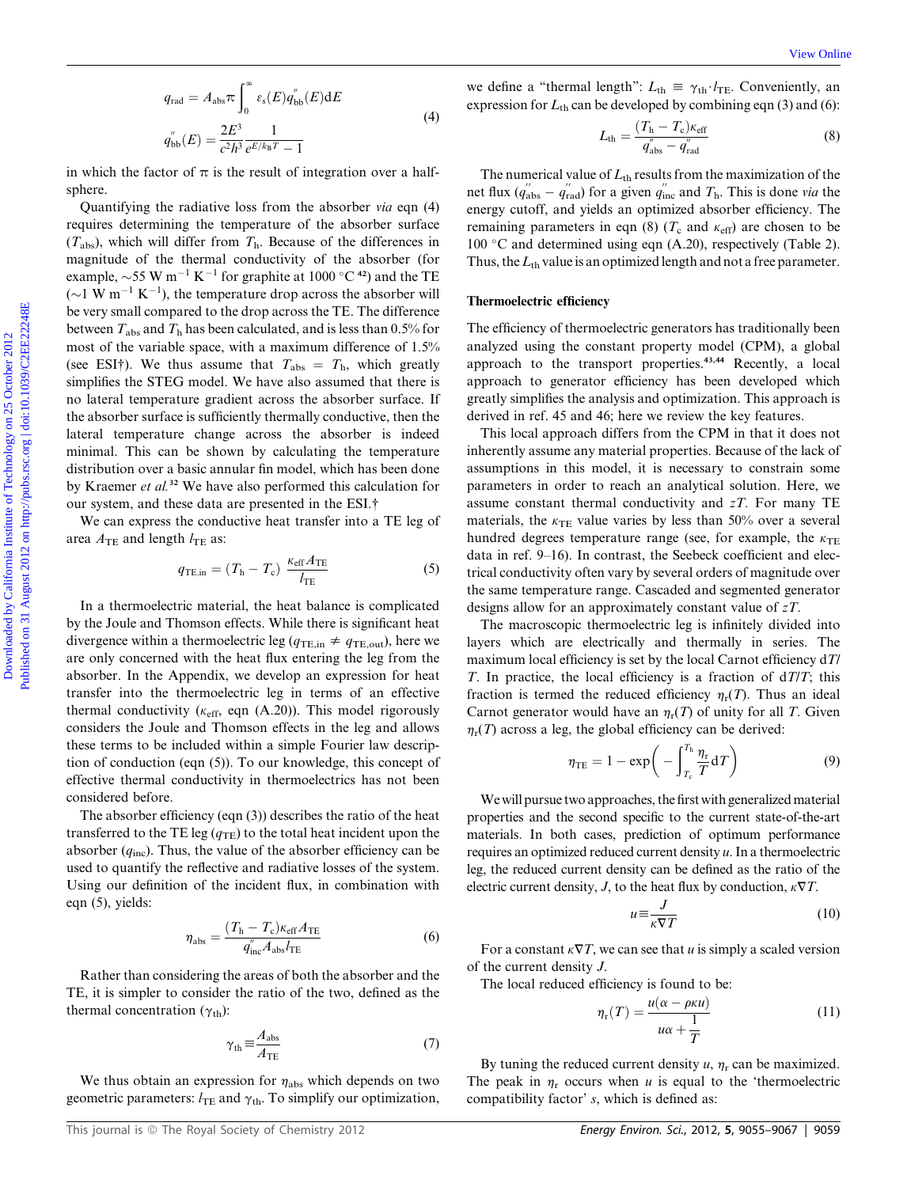$$
\begin{aligned}
q_{\mathrm{rad}} &= A_{\mathrm{abs}}\pi \int_0^{\infty} \varepsilon_{\mathrm{s}}(E) q''_{\mathrm{bb}}(E) \mathrm{d}E \\
q''_{\mathrm{bb}}(E) &= \frac{2E^3}{c^2 h^3} \frac{1}{e^{E/k_{\mathrm{B}}T} - 1}
\end{aligned} \tag{4}
$$

in which the factor of $\pi$ is the result of integration over a half-sphere.

Quantifying the radiative loss from the absorber *via* eqn (4) requires determining the temperature of the absorber surface ($T_{\mathrm{abs}}$), which will differ from $T_{\mathrm{h}}$. Because of the differences in magnitude of the thermal conductivity of the absorber (for example, $\sim$55 W m$^{-1}$ K$^{-1}$ for graphite at 1000 °C [42]) and the TE ($\sim$1 W m$^{-1}$ K$^{-1}$), the temperature drop across the absorber will be very small compared to the drop across the TE. The difference between $T_{\mathrm{abs}}$ and $T_{\mathrm{h}}$ has been calculated, and is less than 0.5% for most of the variable space, with a maximum difference of 1.5% (see ESI†). We thus assume that $T_{\mathrm{abs}} = T_{\mathrm{h}}$, which greatly simplifies the STEG model. We have also assumed that there is no lateral temperature gradient across the absorber surface. If the absorber surface is sufficiently thermally conductive, then the lateral temperature change across the absorber is indeed minimal. This can be shown by calculating the temperature distribution over a basic annular fin model, which has been done by Kraemer *et al.*[32] We have also performed this calculation for our system, and these data are presented in the ESI.†

We can express the conductive heat transfer into a TE leg of area $A_{\mathrm{TE}}$ and length $l_{\mathrm{TE}}$ as:

$$
q_{\mathrm{TE,in}} = (T_{\mathrm{h}} - T_{\mathrm{c}}) \frac{\kappa_{\mathrm{eff}} A_{\mathrm{TE}}}{l_{\mathrm{TE}}} \tag{5}
$$

In a thermoelectric material, the heat balance is complicated by the Joule and Thomson effects. While there is significant heat divergence within a thermoelectric leg ($q_{\mathrm{TE,in}} \neq q_{\mathrm{TE,out}}$), here we are only concerned with the heat flux entering the leg from the absorber. In the Appendix, we develop an expression for heat transfer into the thermoelectric leg in terms of an effective thermal conductivity ($\kappa_{\mathrm{eff}}$, eqn (A.20)). This model rigorously considers the Joule and Thomson effects in the leg and allows these terms to be included within a simple Fourier law description of conduction (eqn (5)). To our knowledge, this concept of effective thermal conductivity in thermoelectrics has not been considered before.

The absorber efficiency (eqn (3)) describes the ratio of the heat transferred to the TE leg ($q_{\mathrm{TE}}$) to the total heat incident upon the absorber ($q_{\mathrm{inc}}$). Thus, the value of the absorber efficiency can be used to quantify the reflective and radiative losses of the system. Using our definition of the incident flux, in combination with eqn (5), yields:

$$
\eta_{\mathrm{abs}} = \frac{(T_{\mathrm{h}} - T_{\mathrm{c}})\kappa_{\mathrm{eff}} A_{\mathrm{TE}}}{q''_{\mathrm{inc}} A_{\mathrm{abs}} l_{\mathrm{TE}}} \tag{6}
$$

Rather than considering the areas of both the absorber and the TE, it is simpler to consider the ratio of the two, defined as the thermal concentration ($\gamma_{\mathrm{th}}$):

$$
\gamma_{\mathrm{th}} \equiv \frac{A_{\mathrm{abs}}}{A_{\mathrm{TE}}} \tag{7}
$$

We thus obtain an expression for $\eta_{\mathrm{abs}}$ which depends on two geometric parameters: $l_{\mathrm{TE}}$ and $\gamma_{\mathrm{th}}$. To simplify our optimization, we define a "thermal length": $L_{\mathrm{th}} \equiv \gamma_{\mathrm{th}} \cdot l_{\mathrm{TE}}$. Conveniently, an expression for $L_{\mathrm{th}}$ can be developed by combining eqn (3) and (6):

$$
L_{\mathrm{th}} = \frac{(T_{\mathrm{h}} - T_{\mathrm{c}})\kappa_{\mathrm{eff}}}{q''_{\mathrm{abs}} - q''_{\mathrm{rad}}} \tag{8}
$$

The numerical value of $L_{\mathrm{th}}$ results from the maximization of the net flux ($q''_{\mathrm{abs}} - q''_{\mathrm{rad}}$) for a given $q''_{\mathrm{inc}}$ and $T_{\mathrm{h}}$. This is done *via* the energy cutoff, and yields an optimized absorber efficiency. The remaining parameters in eqn (8) ($T_{\mathrm{c}}$ and $\kappa_{\mathrm{eff}}$) are chosen to be 100 °C and determined using eqn (A.20), respectively (Table 2). Thus, the $L_{\mathrm{th}}$ value is an optimized length and not a free parameter.

### Thermoelectric efficiency

The efficiency of thermoelectric generators has traditionally been analyzed using the constant property model (CPM), a global approach to the transport properties.[43,44] Recently, a local approach to generator efficiency has been developed which greatly simplifies the analysis and optimization. This approach is derived in ref. 45 and 46; here we review the key features.

This local approach differs from the CPM in that it does not inherently assume any material properties. Because of the lack of assumptions in this model, it is necessary to constrain some parameters in order to reach an analytical solution. Here, we assume constant thermal conductivity and $zT$. For many TE materials, the $\kappa_{\mathrm{TE}}$ value varies by less than 50% over a several hundred degrees temperature range (see, for example, the $\kappa_{\mathrm{TE}}$ data in ref. 9–16). In contrast, the Seebeck coefficient and electrical conductivity often vary by several orders of magnitude over the same temperature range. Cascaded and segmented generator designs allow for an approximately constant value of $zT$.

The macroscopic thermoelectric leg is infinitely divided into layers which are electrically and thermally in series. The maximum local efficiency is set by the local Carnot efficiency $\mathrm{d}T/T$. In practice, the local efficiency is a fraction of $\mathrm{d}T/T$; this fraction is termed the reduced efficiency $\eta_{\mathrm{r}}(T)$. Thus an ideal Carnot generator would have an $\eta_{\mathrm{r}}(T)$ of unity for all $T$. Given $\eta_{\mathrm{r}}(T)$ across a leg, the global efficiency can be derived:

$$
\eta_{\mathrm{TE}} = 1 - \exp\left( - \int_{T_{\mathrm{c}}}^{T_{\mathrm{h}}} \frac{\eta_{\mathrm{r}}}{T} \mathrm{d}T \right) \tag{9}
$$

We will pursue two approaches, the first with generalized material properties and the second specific to the current state-of-the-art materials. In both cases, prediction of optimum performance requires an optimized reduced current density $u$. In a thermoelectric leg, the reduced current density can be defined as the ratio of the electric current density, $J$, to the heat flux by conduction, $\kappa \nabla T$.

$$
u \equiv \frac{J}{\kappa \nabla T} \tag{10}
$$

For a constant $\kappa \nabla T$, we can see that $u$ is simply a scaled version of the current density $J$.

The local reduced efficiency is found to be:

$$
\eta_{\mathrm{r}}(T) = \frac{u(\alpha - \rho\kappa u)}{u\alpha + \dfrac{1}{T}} \tag{11}
$$

By tuning the reduced current density $u$, $\eta_{\mathrm{r}}$ can be maximized. The peak in $\eta_{\mathrm{r}}$ occurs when $u$ is equal to the 'thermoelectric compatibility factor' $s$, which is defined as: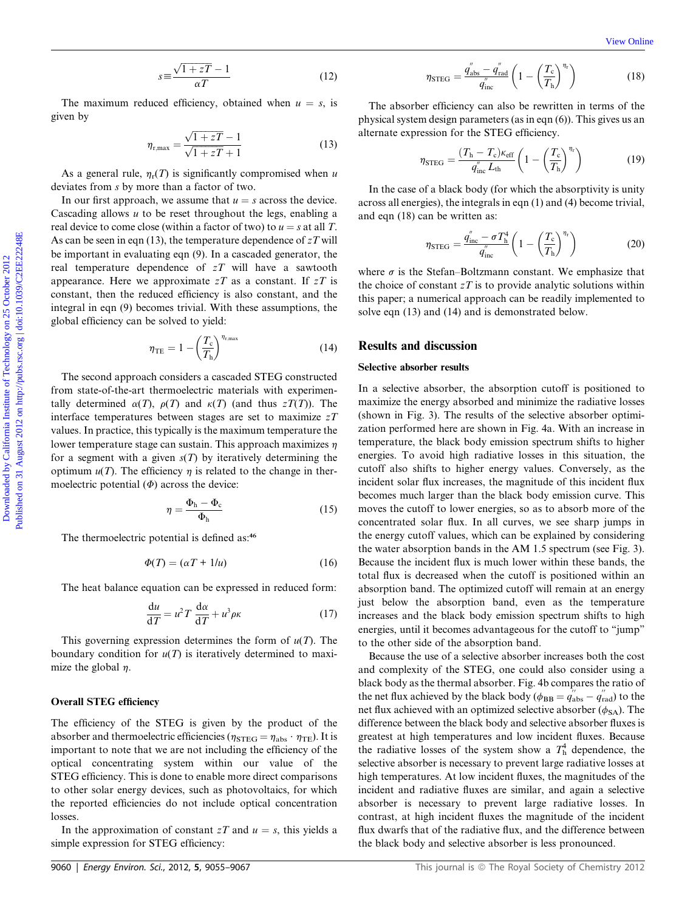$$s \equiv \frac{\sqrt{1+zT}-1}{\alpha T} \quad (12)$$

The maximum reduced efficiency, obtained when $u = s$, is given by

$$\eta_{\text{r,max}} = \frac{\sqrt{1+zT}-1}{\sqrt{1+zT}+1} \quad (13)$$

As a general rule, $\eta_r(T)$ is significantly compromised when $u$ deviates from $s$ by more than a factor of two.

In our first approach, we assume that $u = s$ across the device. Cascading allows $u$ to be reset throughout the legs, enabling a real device to come close (within a factor of two) to $u = s$ at all $T$. As can be seen in eqn (13), the temperature dependence of $zT$ will be important in evaluating eqn (9). In a cascaded generator, the real temperature dependence of $zT$ will have a sawtooth appearance. Here we approximate $zT$ as a constant. If $zT$ is constant, then the reduced efficiency is also constant, and the integral in eqn (9) becomes trivial. With these assumptions, the global efficiency can be solved to yield:

$$\eta_{\text{TE}} = 1 - \left(\frac{T_c}{T_h}\right)^{\eta_{\text{r,max}}} \quad (14)$$

The second approach considers a cascaded STEG constructed from state-of-the-art thermoelectric materials with experimentally determined $\alpha(T)$, $\rho(T)$ and $\kappa(T)$ (and thus $zT(T)$). The interface temperatures between stages are set to maximize $zT$ values. In practice, this typically is the maximum temperature the lower temperature stage can sustain. This approach maximizes $\eta$ for a segment with a given $s(T)$ by iteratively determining the optimum $u(T)$. The efficiency $\eta$ is related to the change in thermoelectric potential ($\Phi$) across the device:

$$\eta = \frac{\Phi_h - \Phi_c}{\Phi_h} \quad (15)$$

The thermoelectric potential is defined as:[46]

$$\Phi(T) = (\alpha T + 1/u) \quad (16)$$

The heat balance equation can be expressed in reduced form:

$$\frac{du}{dT} = u^2 T \frac{d\alpha}{dT} + u^3 \rho\kappa \quad (17)$$

This governing expression determines the form of $u(T)$. The boundary condition for $u(T)$ is iteratively determined to maximize the global $\eta$.

### Overall STEG efficiency

The efficiency of the STEG is given by the product of the absorber and thermoelectric efficiencies ($\eta_{\text{STEG}} = \eta_{\text{abs}} \cdot \eta_{\text{TE}}$). It is important to note that we are not including the efficiency of the optical concentrating system within our value of the STEG efficiency. This is done to enable more direct comparisons to other solar energy devices, such as photovoltaics, for which the reported efficiencies do not include optical concentration losses.

In the approximation of constant $zT$ and $u = s$, this yields a simple expression for STEG efficiency:

$$\eta_{\text{STEG}} = \frac{q''_{\text{abs}} - q''_{\text{rad}}}{q''_{\text{inc}}} \left(1 - \left(\frac{T_c}{T_h}\right)^{\eta_r}\right) \quad (18)$$

The absorber efficiency can also be rewritten in terms of the physical system design parameters (as in eqn (6)). This gives us an alternate expression for the STEG efficiency.

$$\eta_{\text{STEG}} = \frac{(T_h - T_c)\kappa_{\text{eff}}}{q''_{\text{inc}} L_{\text{th}}} \left(1 - \left(\frac{T_c}{T_h}\right)^{\eta_r}\right) \quad (19)$$

In the case of a black body (for which the absorptivity is unity across all energies), the integrals in eqn (1) and (4) become trivial, and eqn (18) can be written as:

$$\eta_{\text{STEG}} = \frac{q''_{\text{inc}} - \sigma T_h^4}{q''_{\text{inc}}} \left(1 - \left(\frac{T_c}{T_h}\right)^{\eta_r}\right) \quad (20)$$

where $\sigma$ is the Stefan–Boltzmann constant. We emphasize that the choice of constant $zT$ is to provide analytic solutions within this paper; a numerical approach can be readily implemented to solve eqn (13) and (14) and is demonstrated below.

## Results and discussion

### Selective absorber results

In a selective absorber, the absorption cutoff is positioned to maximize the energy absorbed and minimize the radiative losses (shown in Fig. 3). The results of the selective absorber optimization performed here are shown in Fig. 4a. With an increase in temperature, the black body emission spectrum shifts to higher energies. To avoid high radiative losses in this situation, the cutoff also shifts to higher energy values. Conversely, as the incident solar flux increases, the magnitude of this incident flux becomes much larger than the black body emission curve. This moves the cutoff to lower energies, so as to absorb more of the concentrated solar flux. In all curves, we see sharp jumps in the energy cutoff values, which can be explained by considering the water absorption bands in the AM 1.5 spectrum (see Fig. 3). Because the incident flux is much lower within these bands, the total flux is decreased when the cutoff is positioned within an absorption band. The optimized cutoff will remain at an energy just below the absorption band, even as the temperature increases and the black body emission spectrum shifts to high energies, until it becomes advantageous for the cutoff to "jump" to the other side of the absorption band.

Because the use of a selective absorber increases both the cost and complexity of the STEG, one could also consider using a black body as the thermal absorber. Fig. 4b compares the ratio of the net flux achieved by the black body ($\phi_{\text{BB}} = q''_{\text{abs}} - q''_{\text{rad}}$) to the net flux achieved with an optimized selective absorber ($\phi_{\text{SA}}$). The difference between the black body and selective absorber fluxes is greatest at high temperatures and low incident fluxes. Because the radiative losses of the system show a $T_h^4$ dependence, the selective absorber is necessary to prevent large radiative losses at high temperatures. At low incident fluxes, the magnitudes of the incident and radiative fluxes are similar, and again a selective absorber is necessary to prevent large radiative losses. In contrast, at high incident fluxes the magnitude of the incident flux dwarfs that of the radiative flux, and the difference between the black body and selective absorber is less pronounced.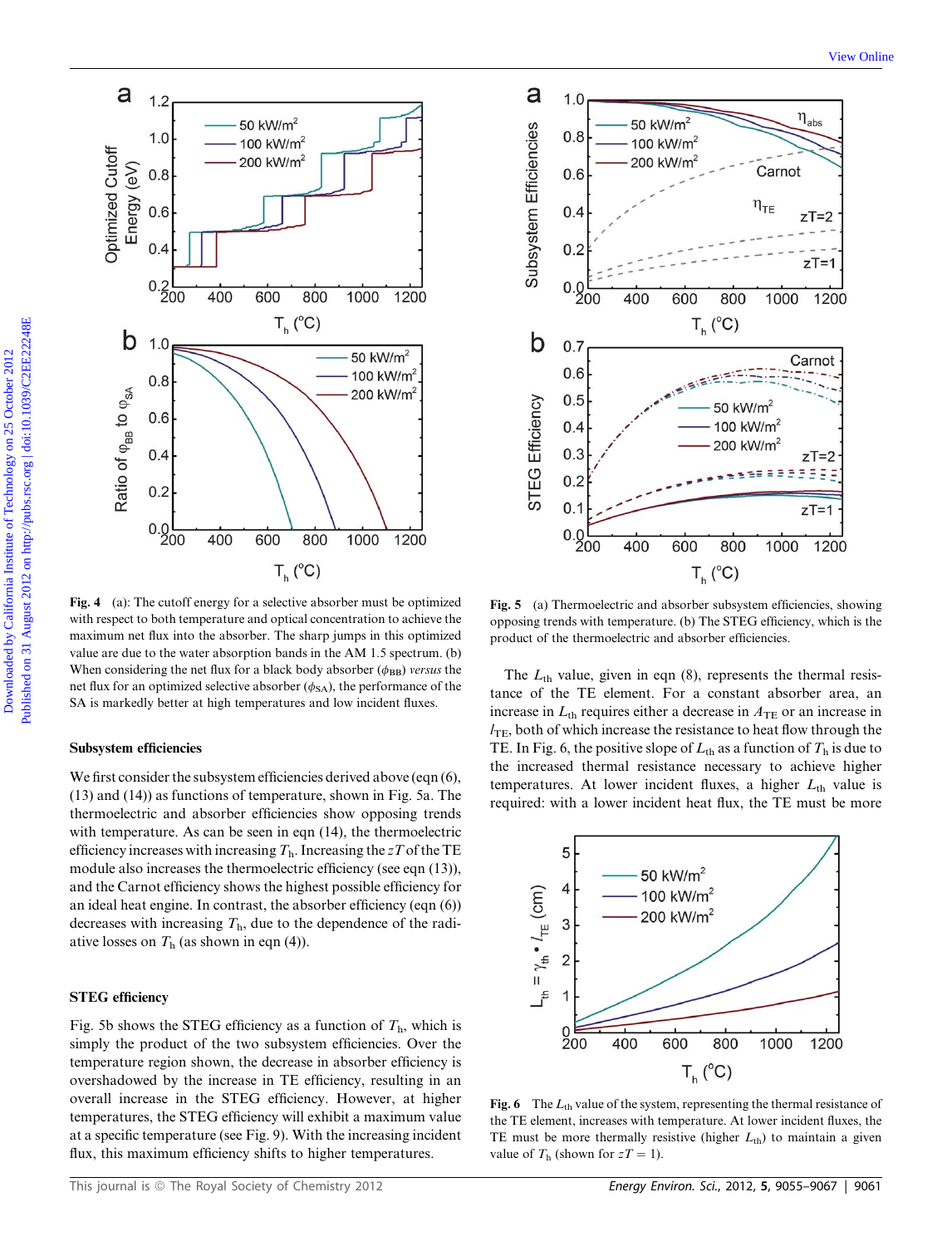Fig. 4 (a): The cutoff energy for a selective absorber must be optimized with respect to both temperature and optical concentration to achieve the maximum net flux into the absorber. The sharp jumps in this optimized value are due to the water absorption bands in the AM 1.5 spectrum. (b) When considering the net flux for a black body absorber ($\phi_{BB}$) *versus* the net flux for an optimized selective absorber ($\phi_{SA}$), the performance of the SA is markedly better at high temperatures and low incident fluxes.

Fig. 5 (a) Thermoelectric and absorber subsystem efficiencies, showing opposing trends with temperature. (b) The STEG efficiency, which is the product of the thermoelectric and absorber efficiencies.

### Subsystem efficiencies

We first consider the subsystem efficiencies derived above (eqn (6), (13) and (14)) as functions of temperature, shown in Fig. 5a. The thermoelectric and absorber efficiencies show opposing trends with temperature. As can be seen in eqn (14), the thermoelectric efficiency increases with increasing $T_h$. Increasing the $zT$ of the TE module also increases the thermoelectric efficiency (see eqn (13)), and the Carnot efficiency shows the highest possible efficiency for an ideal heat engine. In contrast, the absorber efficiency (eqn (6)) decreases with increasing $T_h$, due to the dependence of the radiative losses on $T_h$ (as shown in eqn (4)).

### STEG efficiency

Fig. 5b shows the STEG efficiency as a function of $T_h$, which is simply the product of the two subsystem efficiencies. Over the temperature region shown, the decrease in absorber efficiency is overshadowed by the increase in TE efficiency, resulting in an overall increase in the STEG efficiency. However, at higher temperatures, the STEG efficiency will exhibit a maximum value at a specific temperature (see Fig. 9). With the increasing incident flux, this maximum efficiency shifts to higher temperatures.

The $L_{th}$ value, given in eqn (8), represents the thermal resistance of the TE element. For a constant absorber area, an increase in $L_{th}$ requires either a decrease in $A_{TE}$ or an increase in $l_{TE}$, both of which increase the resistance to heat flow through the TE. In Fig. 6, the positive slope of $L_{th}$ as a function of $T_h$ is due to the increased thermal resistance necessary to achieve higher temperatures. At lower incident fluxes, a higher $L_{th}$ value is required: with a lower incident heat flux, the TE must be more

Fig. 6 The $L_{th}$ value of the system, representing the thermal resistance of the TE element, increases with temperature. At lower incident fluxes, the TE must be more thermally resistive (higher $L_{th}$) to maintain a given value of $T_h$ (shown for $zT = 1$).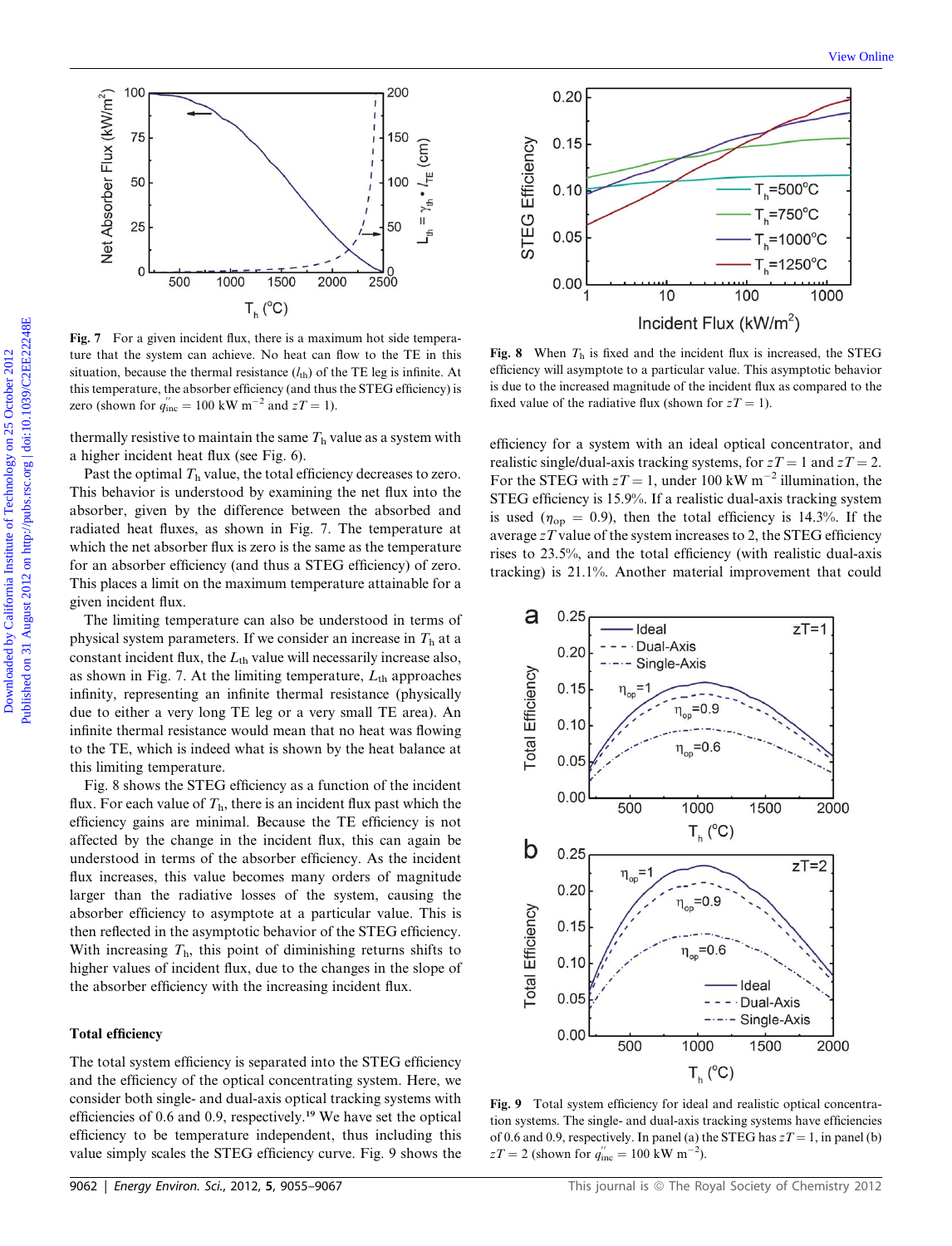**Fig. 7** For a given incident flux, there is a maximum hot side temperature that the system can achieve. No heat can flow to the TE in this situation, because the thermal resistance ($l_{th}$) of the TE leg is infinite. At this temperature, the absorber efficiency (and thus the STEG efficiency) is zero (shown for $q''_{inc} = 100$ kW m$^{-2}$ and $zT = 1$).

**Fig. 8** When $T_h$ is fixed and the incident flux is increased, the STEG efficiency will asymptote to a particular value. This asymptotic behavior is due to the increased magnitude of the incident flux as compared to the fixed value of the radiative flux (shown for $zT = 1$).

thermally resistive to maintain the same $T_h$ value as a system with a higher incident heat flux (see Fig. 6).

Past the optimal $T_h$ value, the total efficiency decreases to zero. This behavior is understood by examining the net flux into the absorber, given by the difference between the absorbed and radiated heat fluxes, as shown in Fig. 7. The temperature at which the net absorber flux is zero is the same as the temperature for an absorber efficiency (and thus a STEG efficiency) of zero. This places a limit on the maximum temperature attainable for a given incident flux.

The limiting temperature can also be understood in terms of physical system parameters. If we consider an increase in $T_h$ at a constant incident flux, the $L_{th}$ value will necessarily increase also, as shown in Fig. 7. At the limiting temperature, $L_{th}$ approaches infinity, representing an infinite thermal resistance (physically due to either a very long TE leg or a very small TE area). An infinite thermal resistance would mean that no heat was flowing to the TE, which is indeed what is shown by the heat balance at this limiting temperature.

Fig. 8 shows the STEG efficiency as a function of the incident flux. For each value of $T_h$, there is an incident flux past which the efficiency gains are minimal. Because the TE efficiency is not affected by the change in the incident flux, this can again be understood in terms of the absorber efficiency. As the incident flux increases, this value becomes many orders of magnitude larger than the radiative losses of the system, causing the absorber efficiency to asymptote at a particular value. This is then reflected in the asymptotic behavior of the STEG efficiency. With increasing $T_h$, this point of diminishing returns shifts to higher values of incident flux, due to the changes in the slope of the absorber efficiency with the increasing incident flux.

## Total efficiency

The total system efficiency is separated into the STEG efficiency and the efficiency of the optical concentrating system. Here, we consider both single- and dual-axis optical tracking systems with efficiencies of 0.6 and 0.9, respectively.[19] We have set the optical efficiency to be temperature independent, thus including this value simply scales the STEG efficiency curve. Fig. 9 shows the efficiency for a system with an ideal optical concentrator, and realistic single/dual-axis tracking systems, for $zT = 1$ and $zT = 2$. For the STEG with $zT = 1$, under 100 kW m$^{-2}$ illumination, the STEG efficiency is 15.9%. If a realistic dual-axis tracking system is used ($\eta_{op} = 0.9$), then the total efficiency is 14.3%. If the average $zT$ value of the system increases to 2, the STEG efficiency rises to 23.5%, and the total efficiency (with realistic dual-axis tracking) is 21.1%. Another material improvement that could

**Fig. 9** Total system efficiency for ideal and realistic optical concentration systems. The single- and dual-axis tracking systems have efficiencies of 0.6 and 0.9, respectively. In panel (a) the STEG has $zT = 1$, in panel (b) $zT = 2$ (shown for $q''_{inc} = 100$ kW m$^{-2}$).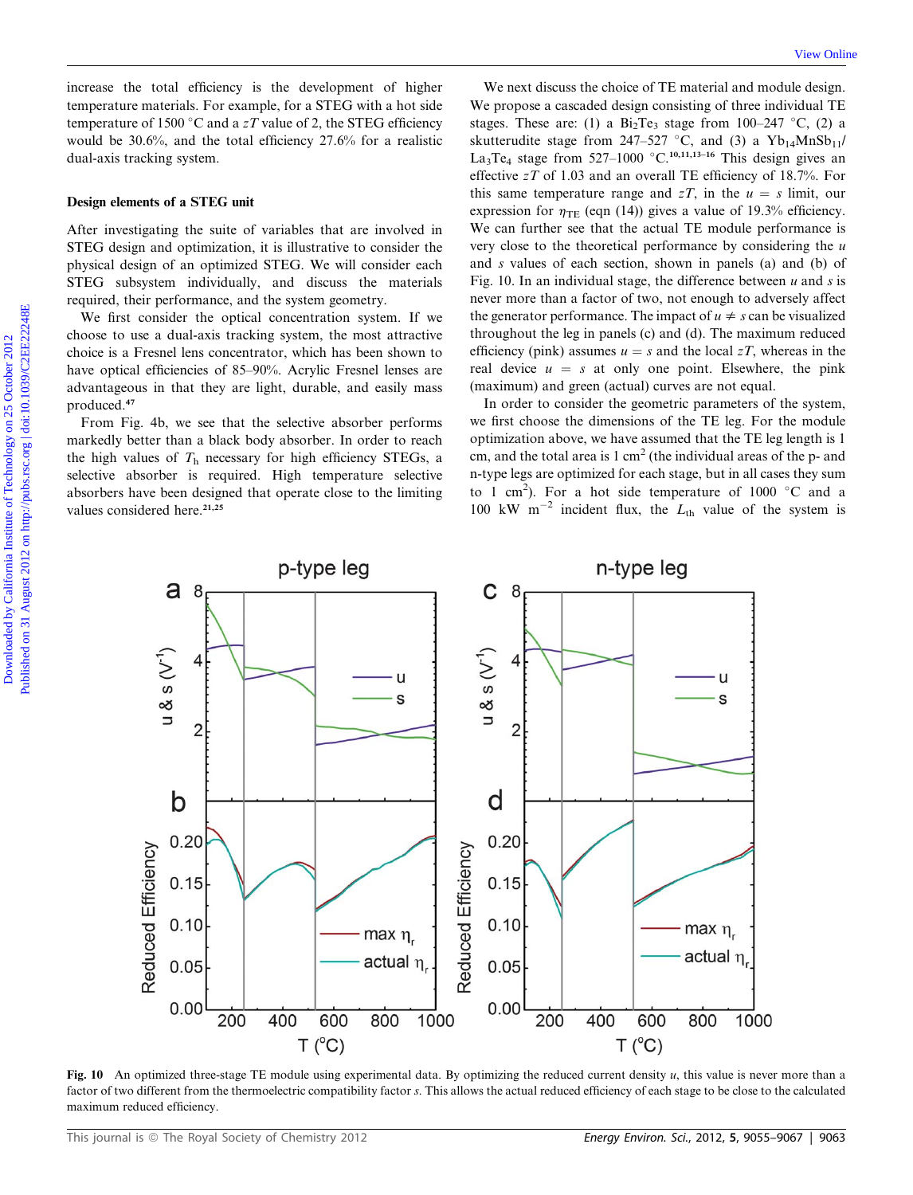increase the total efficiency is the development of higher temperature materials. For example, for a STEG with a hot side temperature of 1500 °C and a $zT$ value of 2, the STEG efficiency would be 30.6%, and the total efficiency 27.6% for a realistic dual-axis tracking system.

## Design elements of a STEG unit

After investigating the suite of variables that are involved in STEG design and optimization, it is illustrative to consider the physical design of an optimized STEG. We will consider each STEG subsystem individually, and discuss the materials required, their performance, and the system geometry.

We first consider the optical concentration system. If we choose to use a dual-axis tracking system, the most attractive choice is a Fresnel lens concentrator, which has been shown to have optical efficiencies of 85–90%. Acrylic Fresnel lenses are advantageous in that they are light, durable, and easily mass produced.[47]

From Fig. 4b, we see that the selective absorber performs markedly better than a black body absorber. In order to reach the high values of $T_h$ necessary for high efficiency STEGs, a selective absorber is required. High temperature selective absorbers have been designed that operate close to the limiting values considered here.[21,25]

We next discuss the choice of TE material and module design. We propose a cascaded design consisting of three individual TE stages. These are: (1) a $Bi_2Te_3$ stage from 100–247 °C, (2) a skutterudite stage from 247–527 °C, and (3) a $Yb_{14}MnSb_{11}$/$La_3Te_4$ stage from 527–1000 °C.[10,11,13–16] This design gives an effective $zT$ of 1.03 and an overall TE efficiency of 18.7%. For this same temperature range and $zT$, in the $u = s$ limit, our expression for $\eta_{TE}$ (eqn (14)) gives a value of 19.3% efficiency. We can further see that the actual TE module performance is very close to the theoretical performance by considering the $u$ and $s$ values of each section, shown in panels (a) and (b) of Fig. 10. In an individual stage, the difference between $u$ and $s$ is never more than a factor of two, not enough to adversely affect the generator performance. The impact of $u \neq s$ can be visualized throughout the leg in panels (c) and (d). The maximum reduced efficiency (pink) assumes $u = s$ and the local $zT$, whereas in the real device $u = s$ at only one point. Elsewhere, the pink (maximum) and green (actual) curves are not equal.

In order to consider the geometric parameters of the system, we first choose the dimensions of the TE leg. For the module optimization above, we have assumed that the TE leg length is 1 cm, and the total area is 1 cm² (the individual areas of the p- and n-type legs are optimized for each stage, but in all cases they sum to 1 cm²). For a hot side temperature of 1000 °C and a 100 kW m⁻² incident flux, the $L_{th}$ value of the system is

Fig. 10 An optimized three-stage TE module using experimental data. By optimizing the reduced current density $u$, this value is never more than a factor of two different from the thermoelectric compatibility factor $s$. This allows the actual reduced efficiency of each stage to be close to the calculated maximum reduced efficiency.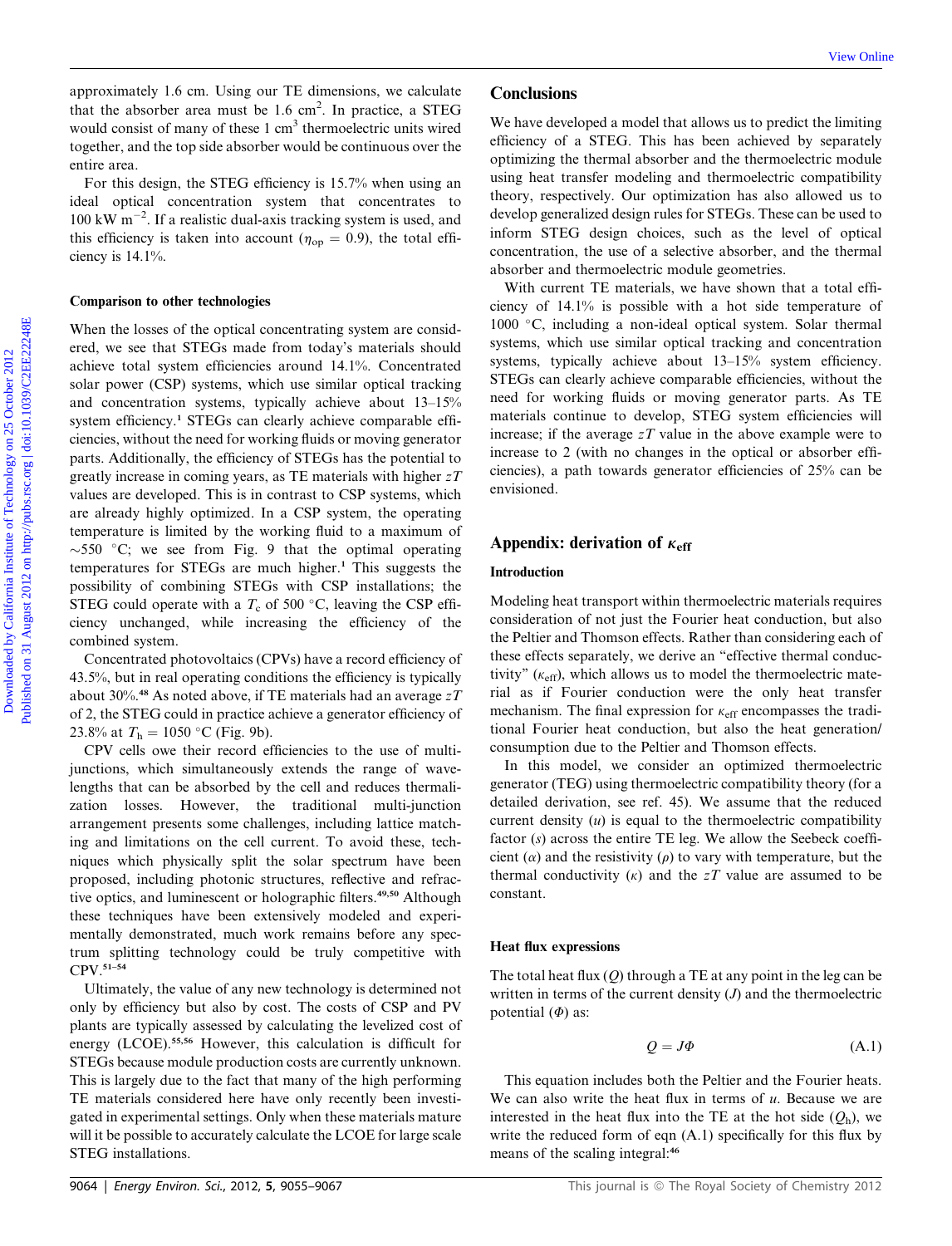approximately 1.6 cm. Using our TE dimensions, we calculate that the absorber area must be 1.6 $cm^2$. In practice, a STEG would consist of many of these 1 $cm^3$ thermoelectric units wired together, and the top side absorber would be continuous over the entire area.

For this design, the STEG efficiency is 15.7% when using an ideal optical concentration system that concentrates to 100 kW $m^{-2}$. If a realistic dual-axis tracking system is used, and this efficiency is taken into account ($\eta_{op} = 0.9$), the total efficiency is 14.1%.

### Comparison to other technologies

When the losses of the optical concentrating system are considered, we see that STEGs made from today's materials should achieve total system efficiencies around 14.1%. Concentrated solar power (CSP) systems, which use similar optical tracking and concentration systems, typically achieve about 13–15% system efficiency.[1] STEGs can clearly achieve comparable efficiencies, without the need for working fluids or moving generator parts. Additionally, the efficiency of STEGs has the potential to greatly increase in coming years, as TE materials with higher $zT$ values are developed. This is in contrast to CSP systems, which are already highly optimized. In a CSP system, the operating temperature is limited by the working fluid to a maximum of ~550 °C; we see from Fig. 9 that the optimal operating temperatures for STEGs are much higher.[1] This suggests the possibility of combining STEGs with CSP installations; the STEG could operate with a $T_c$ of 500 °C, leaving the CSP efficiency unchanged, while increasing the efficiency of the combined system.

Concentrated photovoltaics (CPVs) have a record efficiency of 43.5%, but in real operating conditions the efficiency is typically about 30%.[48] As noted above, if TE materials had an average $zT$ of 2, the STEG could in practice achieve a generator efficiency of 23.8% at $T_h = 1050$ °C (Fig. 9b).

CPV cells owe their record efficiencies to the use of multi-junctions, which simultaneously extends the range of wavelengths that can be absorbed by the cell and reduces thermalization losses. However, the traditional multi-junction arrangement presents some challenges, including lattice matching and limitations on the cell current. To avoid these, techniques which physically split the solar spectrum have been proposed, including photonic structures, reflective and refractive optics, and luminescent or holographic filters.[49,50] Although these techniques have been extensively modeled and experimentally demonstrated, much work remains before any spectrum splitting technology could be truly competitive with CPV.[51–54]

Ultimately, the value of any new technology is determined not only by efficiency but also by cost. The costs of CSP and PV plants are typically assessed by calculating the levelized cost of energy (LCOE).[55,56] However, this calculation is difficult for STEGs because module production costs are currently unknown. This is largely due to the fact that many of the high performing TE materials considered here have only recently been investigated in experimental settings. Only when these materials mature will it be possible to accurately calculate the LCOE for large scale STEG installations.

## Conclusions

We have developed a model that allows us to predict the limiting efficiency of a STEG. This has been achieved by separately optimizing the thermal absorber and the thermoelectric module using heat transfer modeling and thermoelectric compatibility theory, respectively. Our optimization has also allowed us to develop generalized design rules for STEGs. These can be used to inform STEG design choices, such as the level of optical concentration, the use of a selective absorber, and the thermal absorber and thermoelectric module geometries.

With current TE materials, we have shown that a total efficiency of 14.1% is possible with a hot side temperature of 1000 °C, including a non-ideal optical system. Solar thermal systems, which use similar optical tracking and concentration systems, typically achieve about 13–15% system efficiency. STEGs can clearly achieve comparable efficiencies, without the need for working fluids or moving generator parts. As TE materials continue to develop, STEG system efficiencies will increase; if the average $zT$ value in the above example were to increase to 2 (with no changes in the optical or absorber efficiencies), a path towards generator efficiencies of 25% can be envisioned.

## Appendix: derivation of $\kappa_{eff}$

### Introduction

Modeling heat transport within thermoelectric materials requires consideration of not just the Fourier heat conduction, but also the Peltier and Thomson effects. Rather than considering each of these effects separately, we derive an "effective thermal conductivity" ($\kappa_{eff}$), which allows us to model the thermoelectric material as if Fourier conduction were the only heat transfer mechanism. The final expression for $\kappa_{eff}$ encompasses the traditional Fourier heat conduction, but also the heat generation/consumption due to the Peltier and Thomson effects.

In this model, we consider an optimized thermoelectric generator (TEG) using thermoelectric compatibility theory (for a detailed derivation, see ref. 45). We assume that the reduced current density ($u$) is equal to the thermoelectric compatibility factor ($s$) across the entire TE leg. We allow the Seebeck coefficient ($\alpha$) and the resistivity ($\rho$) to vary with temperature, but the thermal conductivity ($\kappa$) and the $zT$ value are assumed to be constant.

### Heat flux expressions

The total heat flux ($Q$) through a TE at any point in the leg can be written in terms of the current density ($J$) and the thermoelectric potential ($\Phi$) as:

$$Q = J\Phi \tag{A.1}$$

This equation includes both the Peltier and the Fourier heats. We can also write the heat flux in terms of $u$. Because we are interested in the heat flux into the TE at the hot side ($Q_h$), we write the reduced form of eqn (A.1) specifically for this flux by means of the scaling integral:[46]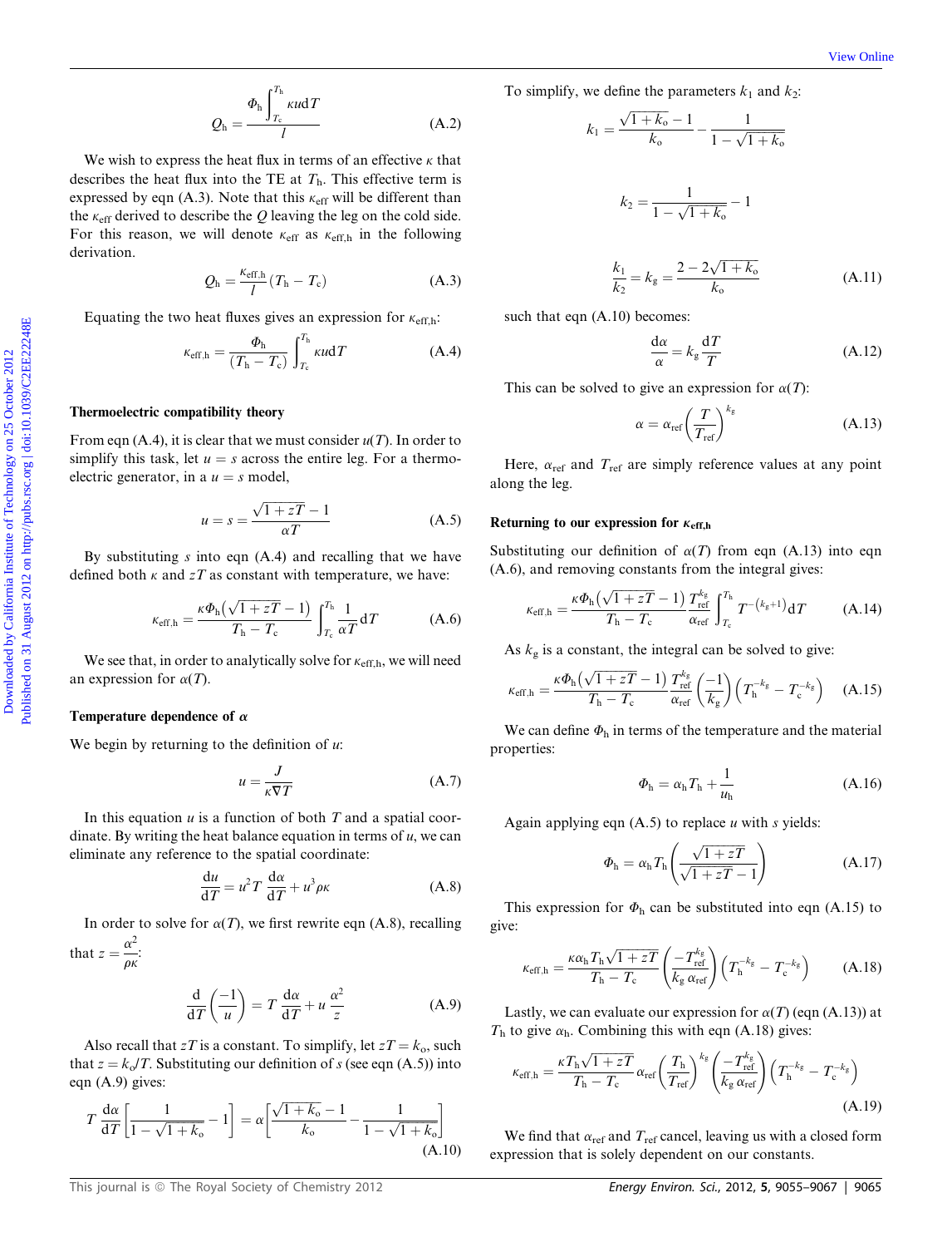$$Q_\mathrm{h} = \frac{\Phi_\mathrm{h} \int_{T_\mathrm{c}}^{T_\mathrm{h}} \kappa u \mathrm{d}T}{l} \tag{A.2}$$

We wish to express the heat flux in terms of an effective $\kappa$ that describes the heat flux into the TE at $T_\mathrm{h}$. This effective term is expressed by eqn (A.3). Note that this $\kappa_\mathrm{eff}$ will be different than the $\kappa_\mathrm{eff}$ derived to describe the $Q$ leaving the leg on the cold side. For this reason, we will denote $\kappa_\mathrm{eff}$ as $\kappa_\mathrm{eff,h}$ in the following derivation.

$$Q_\mathrm{h} = \frac{\kappa_\mathrm{eff,h}}{l}(T_\mathrm{h} - T_\mathrm{c}) \tag{A.3}$$

Equating the two heat fluxes gives an expression for $\kappa_\mathrm{eff,h}$:

$$\kappa_\mathrm{eff,h} = \frac{\Phi_\mathrm{h}}{(T_\mathrm{h} - T_\mathrm{c})} \int_{T_\mathrm{c}}^{T_\mathrm{h}} \kappa u \mathrm{d}T \tag{A.4}$$

### Thermoelectric compatibility theory

From eqn (A.4), it is clear that we must consider $u(T)$. In order to simplify this task, let $u = s$ across the entire leg. For a thermoelectric generator, in a $u = s$ model,

$$u = s = \frac{\sqrt{1+zT} - 1}{\alpha T} \tag{A.5}$$

By substituting $s$ into eqn (A.4) and recalling that we have defined both $\kappa$ and $zT$ as constant with temperature, we have:

$$\kappa_\mathrm{eff,h} = \frac{\kappa \Phi_\mathrm{h}\left(\sqrt{1+zT} - 1\right)}{T_\mathrm{h} - T_\mathrm{c}} \int_{T_\mathrm{c}}^{T_\mathrm{h}} \frac{1}{\alpha T} \mathrm{d}T \tag{A.6}$$

We see that, in order to analytically solve for $\kappa_\mathrm{eff,h}$, we will need an expression for $\alpha(T)$.

### Temperature dependence of $\alpha$

We begin by returning to the definition of $u$:

$$u = \frac{J}{\kappa \nabla T} \tag{A.7}$$

In this equation $u$ is a function of both $T$ and a spatial coordinate. By writing the heat balance equation in terms of $u$, we can eliminate any reference to the spatial coordinate:

$$\frac{\mathrm{d}u}{\mathrm{d}T} = u^2 T \frac{\mathrm{d}\alpha}{\mathrm{d}T} + u^3 \rho \kappa \tag{A.8}$$

In order to solve for $\alpha(T)$, we first rewrite eqn (A.8), recalling that $z = \frac{\alpha^2}{\rho \kappa}$:

$$\frac{\mathrm{d}}{\mathrm{d}T}\left(\frac{-1}{u}\right) = T \frac{\mathrm{d}\alpha}{\mathrm{d}T} + u \frac{\alpha^2}{z} \tag{A.9}$$

Also recall that $zT$ is a constant. To simplify, let $zT = k_\mathrm{o}$, such that $z = k_\mathrm{o}/T$. Substituting our definition of $s$ (see eqn (A.5)) into eqn (A.9) gives:

$$T \frac{\mathrm{d}\alpha}{\mathrm{d}T}\left[\frac{1}{1 - \sqrt{1+k_\mathrm{o}}} - 1\right] = \alpha\left[\frac{\sqrt{1+k_\mathrm{o}} - 1}{k_\mathrm{o}} - \frac{1}{1 - \sqrt{1+k_\mathrm{o}}}\right] \tag{A.10}$$

To simplify, we define the parameters $k_1$ and $k_2$:

$$k_1 = \frac{\sqrt{1+k_\mathrm{o}} - 1}{k_\mathrm{o}} - \frac{1}{1 - \sqrt{1+k_\mathrm{o}}}$$

$$k_2 = \frac{1}{1 - \sqrt{1+k_\mathrm{o}}} - 1$$

$$\frac{k_1}{k_2} = k_\mathrm{g} = \frac{2 - 2\sqrt{1+k_\mathrm{o}}}{k_\mathrm{o}} \tag{A.11}$$

such that eqn (A.10) becomes:

$$\frac{\mathrm{d}\alpha}{\alpha} = k_\mathrm{g} \frac{\mathrm{d}T}{T} \tag{A.12}$$

This can be solved to give an expression for $\alpha(T)$:

$$\alpha = \alpha_\mathrm{ref}\left(\frac{T}{T_\mathrm{ref}}\right)^{k_\mathrm{g}} \tag{A.13}$$

Here, $\alpha_\mathrm{ref}$ and $T_\mathrm{ref}$ are simply reference values at any point along the leg.

### Returning to our expression for $\kappa_\mathrm{eff,h}$

Substituting our definition of $\alpha(T)$ from eqn (A.13) into eqn (A.6), and removing constants from the integral gives:

$$\kappa_\mathrm{eff,h} = \frac{\kappa \Phi_\mathrm{h}\left(\sqrt{1+zT} - 1\right)}{T_\mathrm{h} - T_\mathrm{c}} \frac{T_\mathrm{ref}^{k_\mathrm{g}}}{\alpha_\mathrm{ref}} \int_{T_\mathrm{c}}^{T_\mathrm{h}} T^{-(k_\mathrm{g}+1)} \mathrm{d}T \tag{A.14}$$

As $k_\mathrm{g}$ is a constant, the integral can be solved to give:

$$\kappa_\mathrm{eff,h} = \frac{\kappa \Phi_\mathrm{h}\left(\sqrt{1+zT} - 1\right)}{T_\mathrm{h} - T_\mathrm{c}} \frac{T_\mathrm{ref}^{k_\mathrm{g}}}{\alpha_\mathrm{ref}} \left(\frac{-1}{k_\mathrm{g}}\right)\left(T_\mathrm{h}^{-k_\mathrm{g}} - T_\mathrm{c}^{-k_\mathrm{g}}\right) \tag{A.15}$$

We can define $\Phi_\mathrm{h}$ in terms of the temperature and the material properties:

$$\Phi_\mathrm{h} = \alpha_\mathrm{h} T_\mathrm{h} + \frac{1}{u_\mathrm{h}} \tag{A.16}$$

Again applying eqn (A.5) to replace $u$ with $s$ yields:

$$\Phi_\mathrm{h} = \alpha_\mathrm{h} T_\mathrm{h}\left(\frac{\sqrt{1+zT}}{\sqrt{1+zT} - 1}\right) \tag{A.17}$$

This expression for $\Phi_\mathrm{h}$ can be substituted into eqn (A.15) to give:

$$\kappa_\mathrm{eff,h} = \frac{\kappa \alpha_\mathrm{h} T_\mathrm{h}\sqrt{1+zT}}{T_\mathrm{h} - T_\mathrm{c}}\left(\frac{-T_\mathrm{ref}^{k_\mathrm{g}}}{k_\mathrm{g}\, \alpha_\mathrm{ref}}\right)\left(T_\mathrm{h}^{-k_\mathrm{g}} - T_\mathrm{c}^{-k_\mathrm{g}}\right) \tag{A.18}$$

Lastly, we can evaluate our expression for $\alpha(T)$ (eqn (A.13)) at $T_\mathrm{h}$ to give $\alpha_\mathrm{h}$. Combining this with eqn (A.18) gives:

$$\kappa_\mathrm{eff,h} = \frac{\kappa T_\mathrm{h}\sqrt{1+zT}}{T_\mathrm{h} - T_\mathrm{c}} \alpha_\mathrm{ref}\left(\frac{T_\mathrm{h}}{T_\mathrm{ref}}\right)^{k_\mathrm{g}}\left(\frac{-T_\mathrm{ref}^{k_\mathrm{g}}}{k_\mathrm{g}\, \alpha_\mathrm{ref}}\right)\left(T_\mathrm{h}^{-k_\mathrm{g}} - T_\mathrm{c}^{-k_\mathrm{g}}\right) \tag{A.19}$$

We find that $\alpha_\mathrm{ref}$ and $T_\mathrm{ref}$ cancel, leaving us with a closed form expression that is solely dependent on our constants.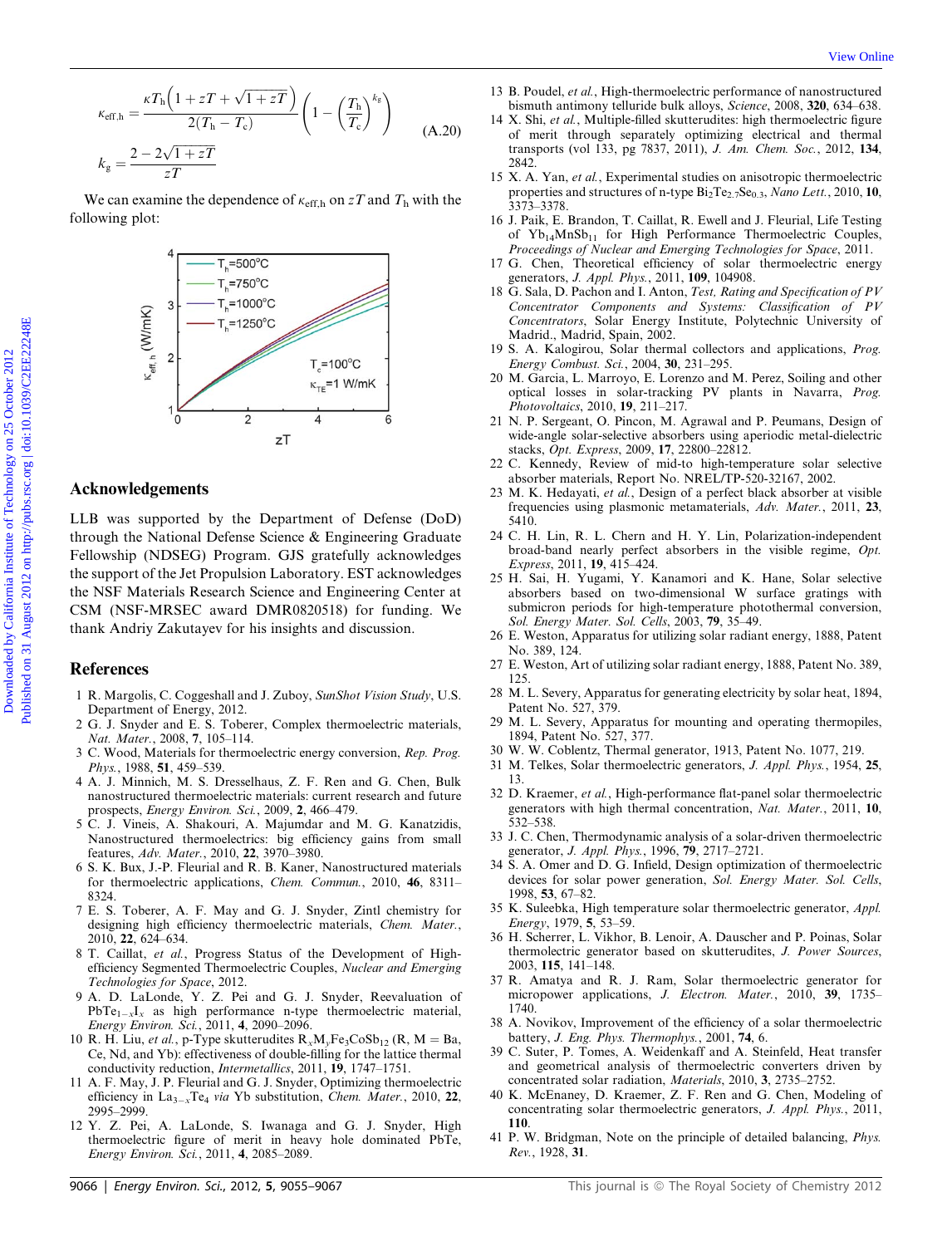$$\kappa_{\text{eff,h}} = \frac{\kappa T_{\text{h}}\left(1 + zT + \sqrt{1 + zT}\right)}{2(T_{\text{h}} - T_{\text{c}})}\left(1 - \left(\frac{T_{\text{h}}}{T_{\text{c}}}\right)^{k_{\text{g}}}\right) \qquad \text{(A.20)}$$

$$k_{\text{g}} = \frac{2 - 2\sqrt{1 + zT}}{zT}$$

We can examine the dependence of $\kappa_{\text{eff,h}}$ on $zT$ and $T_{\text{h}}$ with the following plot:

## Acknowledgements

LLB was supported by the Department of Defense (DoD) through the National Defense Science & Engineering Graduate Fellowship (NDSEG) Program. GJS gratefully acknowledges the support of the Jet Propulsion Laboratory. EST acknowledges the NSF Materials Research Science and Engineering Center at CSM (NSF-MRSEC award DMR0820518) for funding. We thank Andriy Zakutayev for his insights and discussion.

## References

1 R. Margolis, C. Coggeshall and J. Zuboy, *SunShot Vision Study*, U.S. Department of Energy, 2012.

2 G. J. Snyder and E. S. Toberer, Complex thermoelectric materials, *Nat. Mater.*, 2008, **7**, 105–114.

3 C. Wood, Materials for thermoelectric energy conversion, *Rep. Prog. Phys.*, 1988, **51**, 459–539.

4 A. J. Minnich, M. S. Dresselhaus, Z. F. Ren and G. Chen, Bulk nanostructured thermoelectric materials: current research and future prospects, *Energy Environ. Sci.*, 2009, **2**, 466–479.

5 C. J. Vineis, A. Shakouri, A. Majumdar and M. G. Kanatzidis, Nanostructured thermoelectrics: big efficiency gains from small features, *Adv. Mater.*, 2010, **22**, 3970–3980.

6 S. K. Bux, J.-P. Fleurial and R. B. Kaner, Nanostructured materials for thermoelectric applications, *Chem. Commun.*, 2010, **46**, 8311–8324.

7 E. S. Toberer, A. F. May and G. J. Snyder, Zintl chemistry for designing high efficiency thermoelectric materials, *Chem. Mater.*, 2010, **22**, 624–634.

8 T. Caillat, *et al.*, Progress Status of the Development of High-efficiency Segmented Thermoelectric Couples, *Nuclear and Emerging Technologies for Space*, 2012.

9 A. D. LaLonde, Y. Z. Pei and G. J. Snyder, Reevaluation of $PbTe_{1-x}I_x$ as high performance n-type thermoelectric material, *Energy Environ. Sci.*, 2011, **4**, 2090–2096.

10 R. H. Liu, *et al.*, p-Type skutterudites $R_xM_yFe_3CoSb_{12}$ (R, M = Ba, Ce, Nd, and Yb): effectiveness of double-filling for the lattice thermal conductivity reduction, *Intermetallics*, 2011, **19**, 1747–1751.

11 A. F. May, J. P. Fleurial and G. J. Snyder, Optimizing thermoelectric efficiency in $La_{3-x}Te_4$ *via* Yb substitution, *Chem. Mater.*, 2010, **22**, 2995–2999.

12 Y. Z. Pei, A. LaLonde, S. Iwanaga and G. J. Snyder, High thermoelectric figure of merit in heavy hole dominated PbTe, *Energy Environ. Sci.*, 2011, **4**, 2085–2089.

13 B. Poudel, *et al.*, High-thermoelectric performance of nanostructured bismuth antimony telluride bulk alloys, *Science*, 2008, **320**, 634–638.

14 X. Shi, *et al.*, Multiple-filled skutterudites: high thermoelectric figure of merit through separately optimizing electrical and thermal transports (vol 133, pg 7837, 2011), *J. Am. Chem. Soc.*, 2012, **134**, 2842.

15 X. A. Yan, *et al.*, Experimental studies on anisotropic thermoelectric properties and structures of n-type $Bi_2Te_{2.7}Se_{0.3}$, *Nano Lett.*, 2010, **10**, 3373–3378.

16 J. Paik, E. Brandon, T. Caillat, R. Ewell and J. Fleurial, Life Testing of $Yb_{14}MnSb_{11}$ for High Performance Thermoelectric Couples, *Proceedings of Nuclear and Emerging Technologies for Space*, 2011.

17 G. Chen, Theoretical efficiency of solar thermoelectric energy generators, *J. Appl. Phys.*, 2011, **109**, 104908.

18 G. Sala, D. Pachon and I. Anton, *Test, Rating and Specification of PV Concentrator Components and Systems: Classification of PV Concentrators*, Solar Energy Institute, Polytechnic University of Madrid., Madrid, Spain, 2002.

19 S. A. Kalogirou, Solar thermal collectors and applications, *Prog. Energy Combust. Sci.*, 2004, **30**, 231–295.

20 M. Garcia, L. Marroyo, E. Lorenzo and M. Perez, Soiling and other optical losses in solar-tracking PV plants in Navarra, *Prog. Photovoltaics*, 2010, **19**, 211–217.

21 N. P. Sergeant, O. Pincon, M. Agrawal and P. Peumans, Design of wide-angle solar-selective absorbers using aperiodic metal-dielectric stacks, *Opt. Express*, 2009, **17**, 22800–22812.

22 C. Kennedy, Review of mid-to high-temperature solar selective absorber materials, Report No. NREL/TP-520-32167, 2002.

23 M. K. Hedayati, *et al.*, Design of a perfect black absorber at visible frequencies using plasmonic metamaterials, *Adv. Mater.*, 2011, **23**, 5410.

24 C. H. Lin, R. L. Chern and H. Y. Lin, Polarization-independent broad-band nearly perfect absorbers in the visible regime, *Opt. Express*, 2011, **19**, 415–424.

25 H. Sai, H. Yugami, Y. Kanamori and K. Hane, Solar selective absorbers based on two-dimensional W surface gratings with submicron periods for high-temperature photothermal conversion, *Sol. Energy Mater. Sol. Cells*, 2003, **79**, 35–49.

26 E. Weston, Apparatus for utilizing solar radiant energy, 1888, Patent No. 389, 124.

27 E. Weston, Art of utilizing solar radiant energy, 1888, Patent No. 389, 125.

28 M. L. Severy, Apparatus for generating electricity by solar heat, 1894, Patent No. 527, 379.

29 M. L. Severy, Apparatus for mounting and operating thermopiles, 1894, Patent No. 527, 377.

30 W. W. Coblentz, Thermal generator, 1913, Patent No. 1077, 219.

31 M. Telkes, Solar thermoelectric generators, *J. Appl. Phys.*, 1954, **25**, 13.

32 D. Kraemer, *et al.*, High-performance flat-panel solar thermoelectric generators with high thermal concentration, *Nat. Mater.*, 2011, **10**, 532–538.

33 J. C. Chen, Thermodynamic analysis of a solar-driven thermoelectric generator, *J. Appl. Phys.*, 1996, **79**, 2717–2721.

34 S. A. Omer and D. G. Infield, Design optimization of thermoelectric devices for solar power generation, *Sol. Energy Mater. Sol. Cells*, 1998, **53**, 67–82.

35 K. Suleebka, High temperature solar thermoelectric generator, *Appl. Energy*, 1979, **5**, 53–59.

36 H. Scherrer, L. Vikhor, B. Lenoir, A. Dauscher and P. Poinas, Solar thermolectric generator based on skutterudites, *J. Power Sources*, 2003, **115**, 141–148.

37 R. Amatya and R. J. Ram, Solar thermoelectric generator for micropower applications, *J. Electron. Mater.*, 2010, **39**, 1735–1740.

38 A. Novikov, Improvement of the efficiency of a solar thermoelectric battery, *J. Eng. Phys. Thermophys.*, 2001, **74**, 6.

39 C. Suter, P. Tomes, A. Weidenkaff and A. Steinfeld, Heat transfer and geometrical analysis of thermoelectric converters driven by concentrated solar radiation, *Materials*, 2010, **3**, 2735–2752.

40 K. McEnaney, D. Kraemer, Z. F. Ren and G. Chen, Modeling of concentrating solar thermoelectric generators, *J. Appl. Phys.*, 2011, **110**.

41 P. W. Bridgman, Note on the principle of detailed balancing, *Phys. Rev.*, 1928, **31**.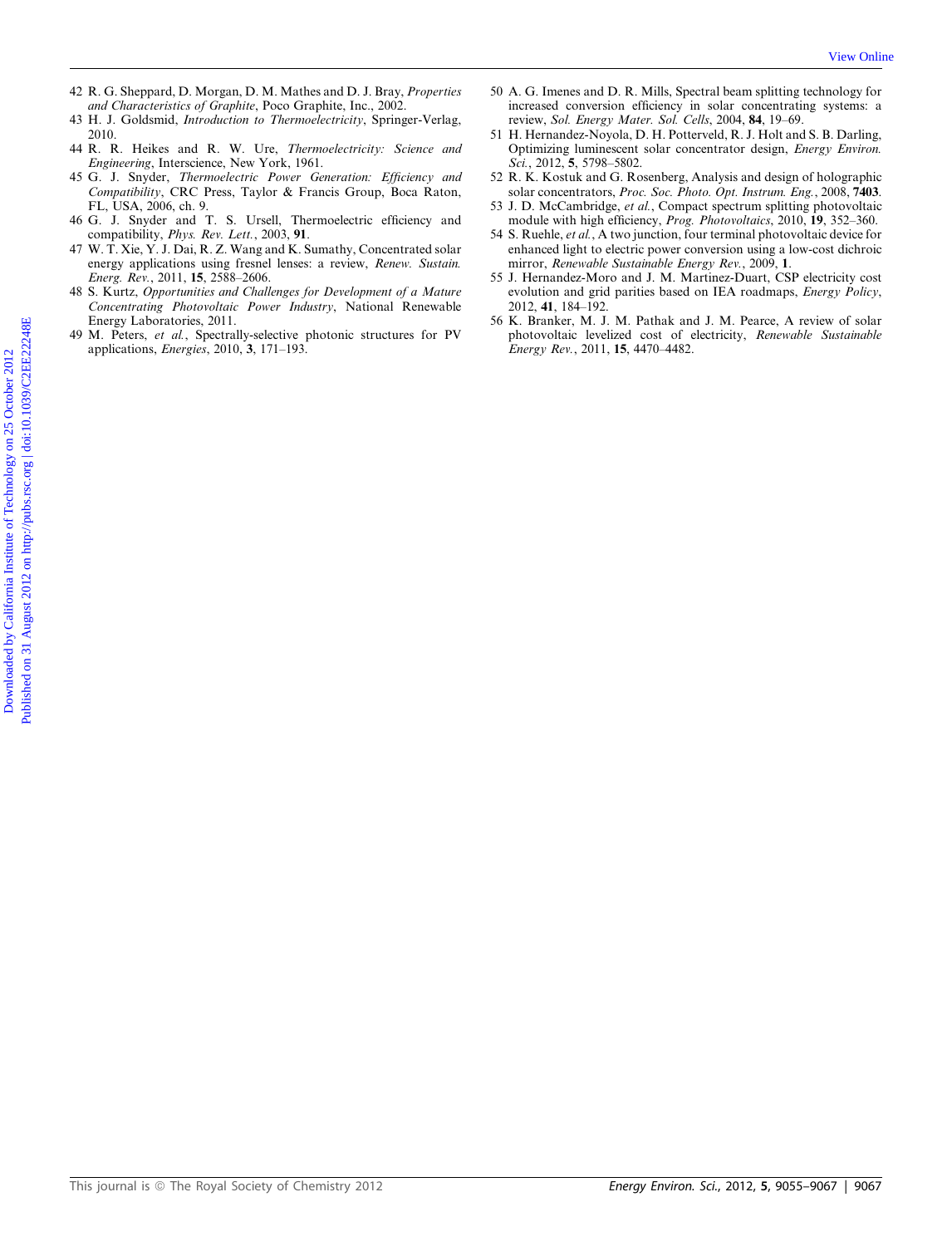42 R. G. Sheppard, D. Morgan, D. M. Mathes and D. J. Bray, *Properties and Characteristics of Graphite*, Poco Graphite, Inc., 2002.
43 H. J. Goldsmid, *Introduction to Thermoelectricity*, Springer-Verlag, 2010.
44 R. R. Heikes and R. W. Ure, *Thermoelectricity: Science and Engineering*, Interscience, New York, 1961.
45 G. J. Snyder, *Thermoelectric Power Generation: Efficiency and Compatibility*, CRC Press, Taylor & Francis Group, Boca Raton, FL, USA, 2006, ch. 9.
46 G. J. Snyder and T. S. Ursell, Thermoelectric efficiency and compatibility, *Phys. Rev. Lett.*, 2003, **91**.
47 W. T. Xie, Y. J. Dai, R. Z. Wang and K. Sumathy, Concentrated solar energy applications using fresnel lenses: a review, *Renew. Sustain. Energ. Rev.*, 2011, **15**, 2588–2606.
48 S. Kurtz, *Opportunities and Challenges for Development of a Mature Concentrating Photovoltaic Power Industry*, National Renewable Energy Laboratories, 2011.
49 M. Peters, *et al.*, Spectrally-selective photonic structures for PV applications, *Energies*, 2010, **3**, 171–193.
50 A. G. Imenes and D. R. Mills, Spectral beam splitting technology for increased conversion efficiency in solar concentrating systems: a review, *Sol. Energy Mater. Sol. Cells*, 2004, **84**, 19–69.
51 H. Hernandez-Noyola, D. H. Potterveld, R. J. Holt and S. B. Darling, Optimizing luminescent solar concentrator design, *Energy Environ. Sci.*, 2012, **5**, 5798–5802.
52 R. K. Kostuk and G. Rosenberg, Analysis and design of holographic solar concentrators, *Proc. Soc. Photo. Opt. Instrum. Eng.*, 2008, **7403**.
53 J. D. McCambridge, *et al.*, Compact spectrum splitting photovoltaic module with high efficiency, *Prog. Photovoltaics*, 2010, **19**, 352–360.
54 S. Ruehle, *et al.*, A two junction, four terminal photovoltaic device for enhanced light to electric power conversion using a low-cost dichroic mirror, *Renewable Sustainable Energy Rev.*, 2009, **1**.
55 J. Hernandez-Moro and J. M. Martinez-Duart, CSP electricity cost evolution and grid parities based on IEA roadmaps, *Energy Policy*, 2012, **41**, 184–192.
56 K. Branker, M. J. M. Pathak and J. M. Pearce, A review of solar photovoltaic levelized cost of electricity, *Renewable Sustainable Energy Rev.*, 2011, **15**, 4470–4482.